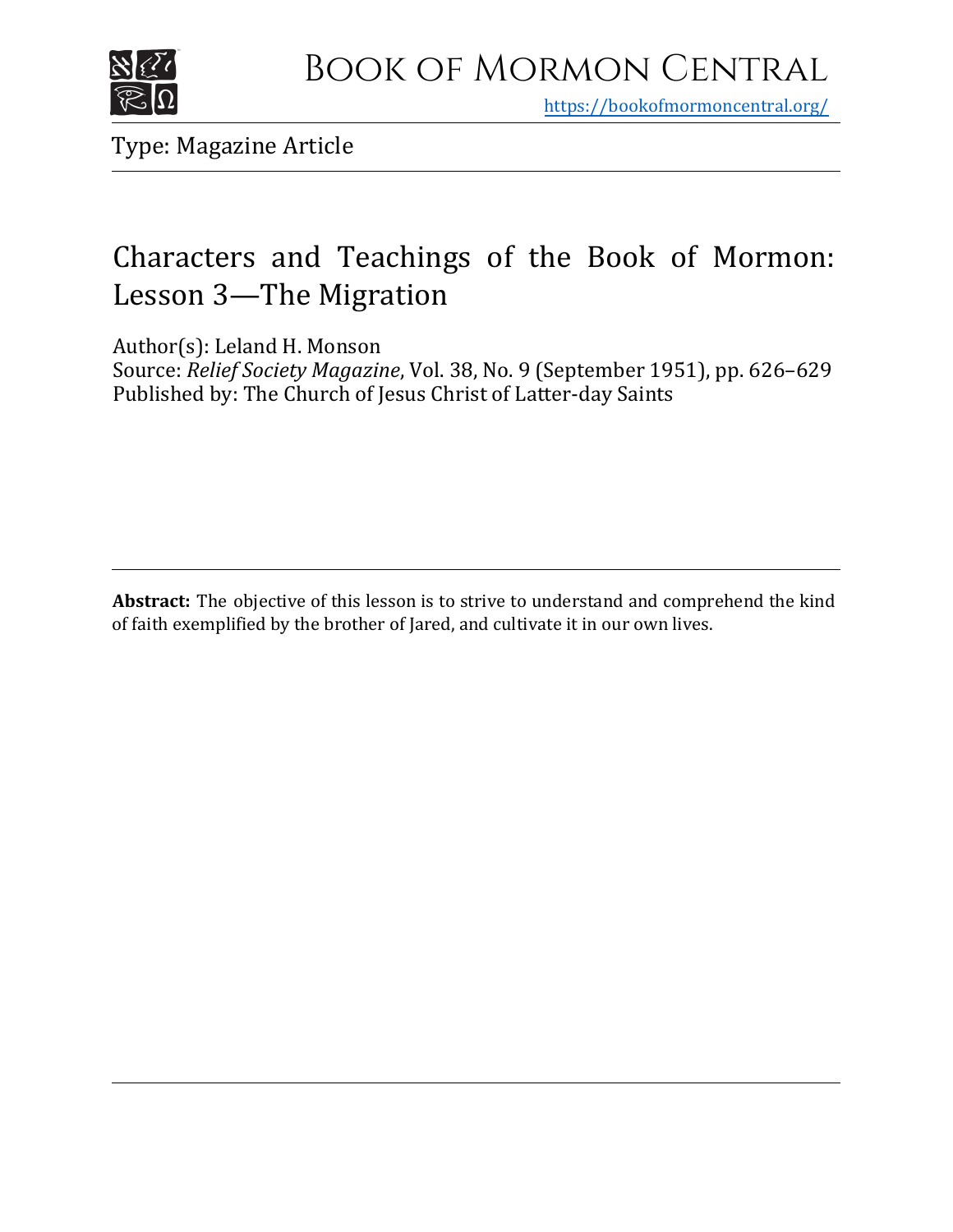# Book of Mormon Central

https://bookofmormoncentral.org/

Type: Magazine Article

## Characters and Teachings of the Book of Mormon: Lesson 3—The Migration

Author(s): Leland H. Monson
Source: *Relief Society Magazine*, Vol. 38, No. 9 (September 1951), pp. 626–629
Published by: The Church of Jesus Christ of Latter-day Saints

**Abstract:** The objective of this lesson is to strive to understand and comprehend the kind of faith exemplified by the brother of Jared, and cultivate it in our own lives.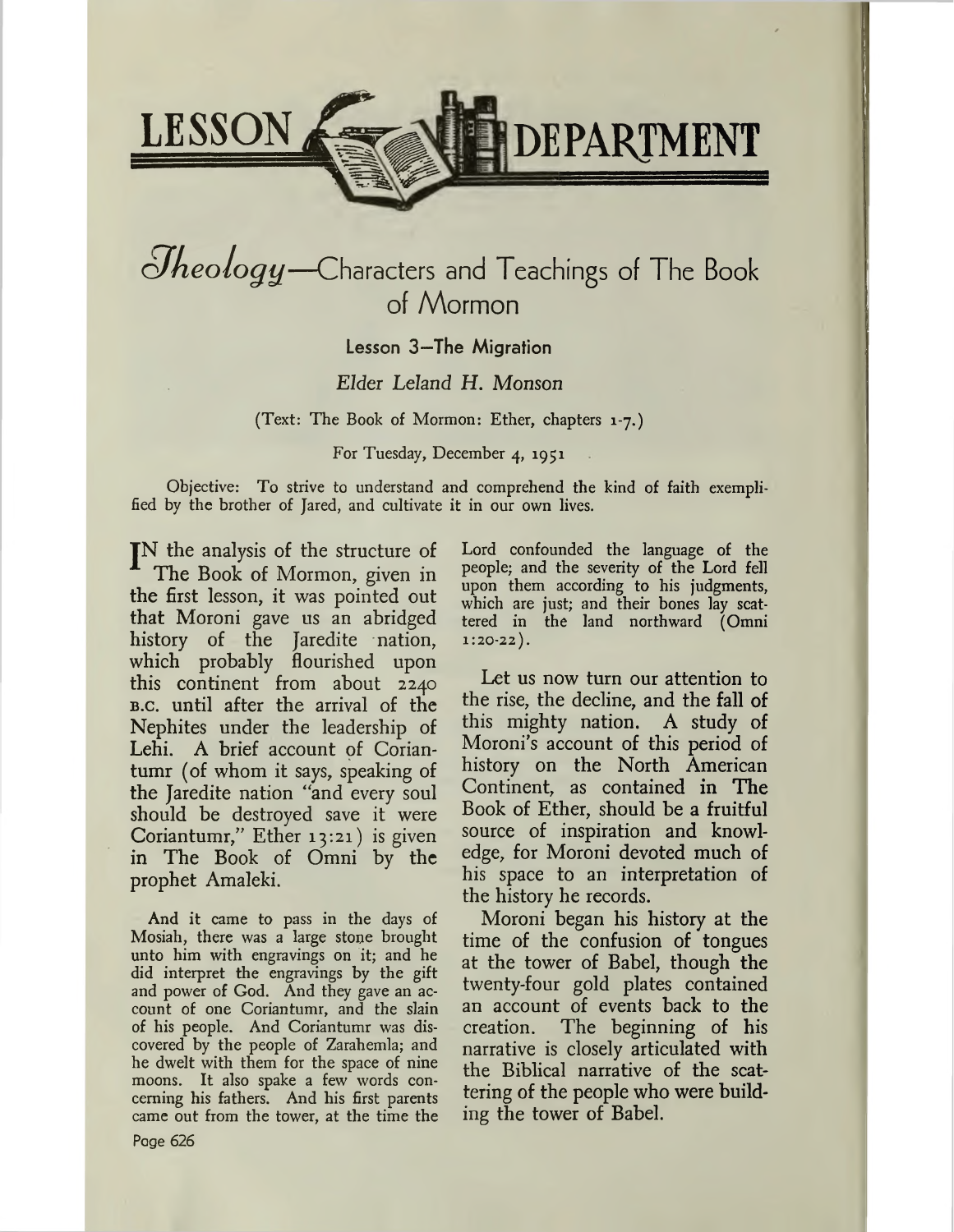# LESSON DEPARTMENT

## *Theology*—Characters and Teachings of The Book of Mormon

### Lesson 3—The Migration

*Elder Leland H. Monson*

(Text: The Book of Mormon: Ether, chapters 1-7.)

For Tuesday, December 4, 1951

Objective: To strive to understand and comprehend the kind of faith exemplified by the brother of Jared, and cultivate it in our own lives.

IN the analysis of the structure of The Book of Mormon, given in the first lesson, it was pointed out that Moroni gave us an abridged history of the Jaredite nation, which probably flourished upon this continent from about 2240 B.C. until after the arrival of the Nephites under the leadership of Lehi. A brief account of Coriantumr (of whom it says, speaking of the Jaredite nation "and every soul should be destroyed save it were Coriantumr," Ether 13:21) is given in The Book of Omni by the prophet Amaleki.

> And it came to pass in the days of Mosiah, there was a large stone brought unto him with engravings on it; and he did interpret the engravings by the gift and power of God. And they gave an account of one Coriantumr, and the slain of his people. And Coriantumr was discovered by the people of Zarahemla; and he dwelt with them for the space of nine moons. It also spake a few words concerning his fathers. And his first parents came out from the tower, at the time the Lord confounded the language of the people; and the severity of the Lord fell upon them according to his judgments, which are just; and their bones lay scattered in the land northward (Omni 1:20-22).

Let us now turn our attention to the rise, the decline, and the fall of this mighty nation. A study of Moroni's account of this period of history on the North American Continent, as contained in The Book of Ether, should be a fruitful source of inspiration and knowledge, for Moroni devoted much of his space to an interpretation of the history he records.

Moroni began his history at the time of the confusion of tongues at the tower of Babel, though the twenty-four gold plates contained an account of events back to the creation. The beginning of his narrative is closely articulated with the Biblical narrative of the scattering of the people who were building the tower of Babel.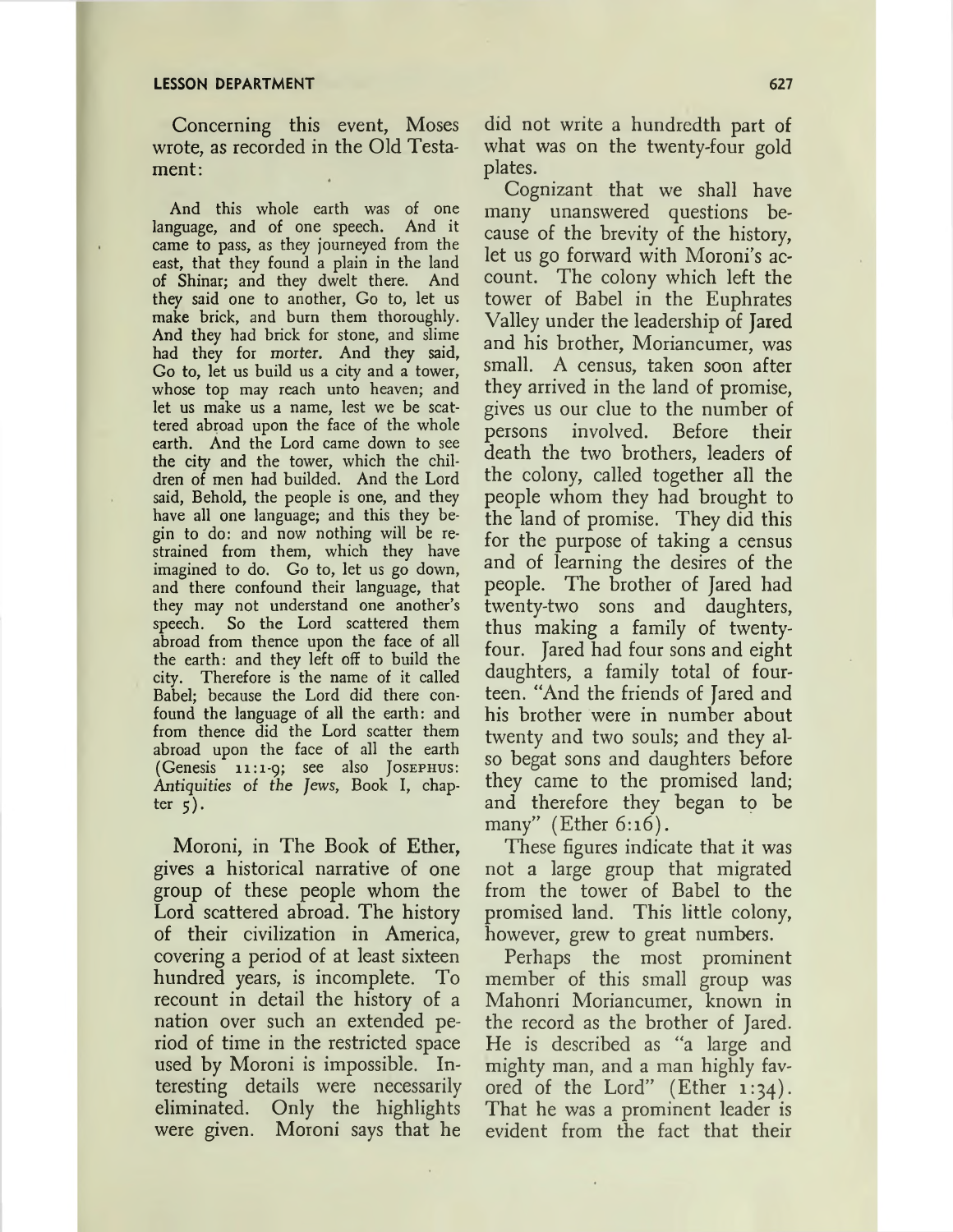Concerning this event, Moses wrote, as recorded in the Old Testament:

> And this whole earth was of one language, and of one speech. And it came to pass, as they journeyed from the east, that they found a plain in the land of Shinar; and they dwelt there. And they said one to another, Go to, let us make brick, and burn them thoroughly. And they had brick for stone, and slime had they for morter. And they said, Go to, let us build us a city and a tower, whose top may reach unto heaven; and let us make us a name, lest we be scattered abroad upon the face of the whole earth. And the Lord came down to see the city and the tower, which the children of men had builded. And the Lord said, Behold, the people is one, and they have all one language; and this they begin to do: and now nothing will be restrained from them, which they have imagined to do. Go to, let us go down, and there confound their language, that they may not understand one another's speech. So the Lord scattered them abroad from thence upon the face of all the earth: and they left off to build the city. Therefore is the name of it called Babel; because the Lord did there confound the language of all the earth: and from thence did the Lord scatter them abroad upon the face of all the earth (Genesis 11:1-9; see also JOSEPHUS: *Antiquities of the Jews*, Book I, chapter 5).

Moroni, in The Book of Ether, gives a historical narrative of one group of these people whom the Lord scattered abroad. The history of their civilization in America, covering a period of at least sixteen hundred years, is incomplete. To recount in detail the history of a nation over such an extended period of time in the restricted space used by Moroni is impossible. Interesting details were necessarily eliminated. Only the highlights were given. Moroni says that he did not write a hundredth part of what was on the twenty-four gold plates.

Cognizant that we shall have many unanswered questions because of the brevity of the history, let us go forward with Moroni's account. The colony which left the tower of Babel in the Euphrates Valley under the leadership of Jared and his brother, Moriancumer, was small. A census, taken soon after they arrived in the land of promise, gives us our clue to the number of persons involved. Before their death the two brothers, leaders of the colony, called together all the people whom they had brought to the land of promise. They did this for the purpose of taking a census and of learning the desires of the people. The brother of Jared had twenty-two sons and daughters, thus making a family of twenty-four. Jared had four sons and eight daughters, a family total of fourteen. "And the friends of Jared and his brother were in number about twenty and two souls; and they also begat sons and daughters before they came to the promised land; and therefore they began to be many" (Ether 6:16).

These figures indicate that it was not a large group that migrated from the tower of Babel to the promised land. This little colony, however, grew to great numbers.

Perhaps the most prominent member of this small group was Mahonri Moriancumer, known in the record as the brother of Jared. He is described as "a large and mighty man, and a man highly favored of the Lord" (Ether 1:34). That he was a prominent leader is evident from the fact that their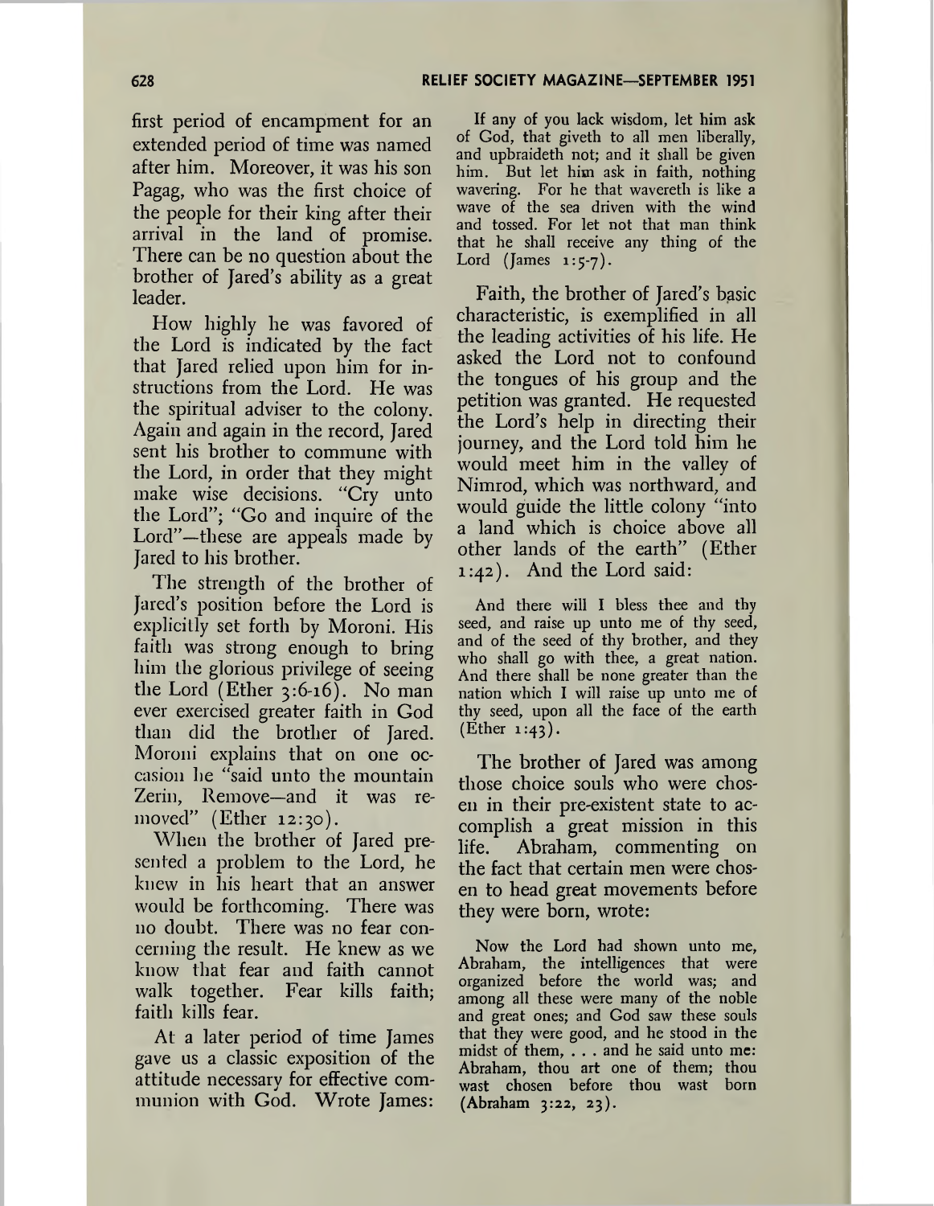first period of encampment for an extended period of time was named after him. Moreover, it was his son Pagag, who was the first choice of the people for their king after their arrival in the land of promise. There can be no question about the brother of Jared's ability as a great leader.

How highly he was favored of the Lord is indicated by the fact that Jared relied upon him for instructions from the Lord. He was the spiritual adviser to the colony. Again and again in the record, Jared sent his brother to commune with the Lord, in order that they might make wise decisions. "Cry unto the Lord"; "Go and inquire of the Lord"—these are appeals made by Jared to his brother.

The strength of the brother of Jared's position before the Lord is explicitly set forth by Moroni. His faith was strong enough to bring him the glorious privilege of seeing the Lord (Ether 3:6-16). No man ever exercised greater faith in God than did the brother of Jared. Moroni explains that on one occasion he "said unto the mountain Zerin, Remove—and it was removed" (Ether 12:30).

When the brother of Jared presented a problem to the Lord, he knew in his heart that an answer would be forthcoming. There was no doubt. There was no fear concerning the result. He knew as we know that fear and faith cannot walk together. Fear kills faith; faith kills fear.

At a later period of time James gave us a classic exposition of the attitude necessary for effective communion with God. Wrote James:

> If any of you lack wisdom, let him ask of God, that giveth to all men liberally, and upbraideth not; and it shall be given him. But let him ask in faith, nothing wavering. For he that wavereth is like a wave of the sea driven with the wind and tossed. For let not that man think that he shall receive any thing of the Lord (James 1:5-7).

Faith, the brother of Jared's basic characteristic, is exemplified in all the leading activities of his life. He asked the Lord not to confound the tongues of his group and the petition was granted. He requested the Lord's help in directing their journey, and the Lord told him he would meet him in the valley of Nimrod, which was northward, and would guide the little colony "into a land which is choice above all other lands of the earth" (Ether 1:42). And the Lord said:

> And there will I bless thee and thy seed, and raise up unto me of thy seed, and of the seed of thy brother, and they who shall go with thee, a great nation. And there shall be none greater than the nation which I will raise up unto me of thy seed, upon all the face of the earth (Ether 1:43).

The brother of Jared was among those choice souls who were chosen in their pre-existent state to accomplish a great mission in this life. Abraham, commenting on the fact that certain men were chosen to head great movements before they were born, wrote:

> Now the Lord had shown unto me, Abraham, the intelligences that were organized before the world was; and among all these were many of the noble and great ones; and God saw these souls that they were good, and he stood in the midst of them, . . . and he said unto me: Abraham, thou art one of them; thou wast chosen before thou wast born (Abraham 3:22, 23).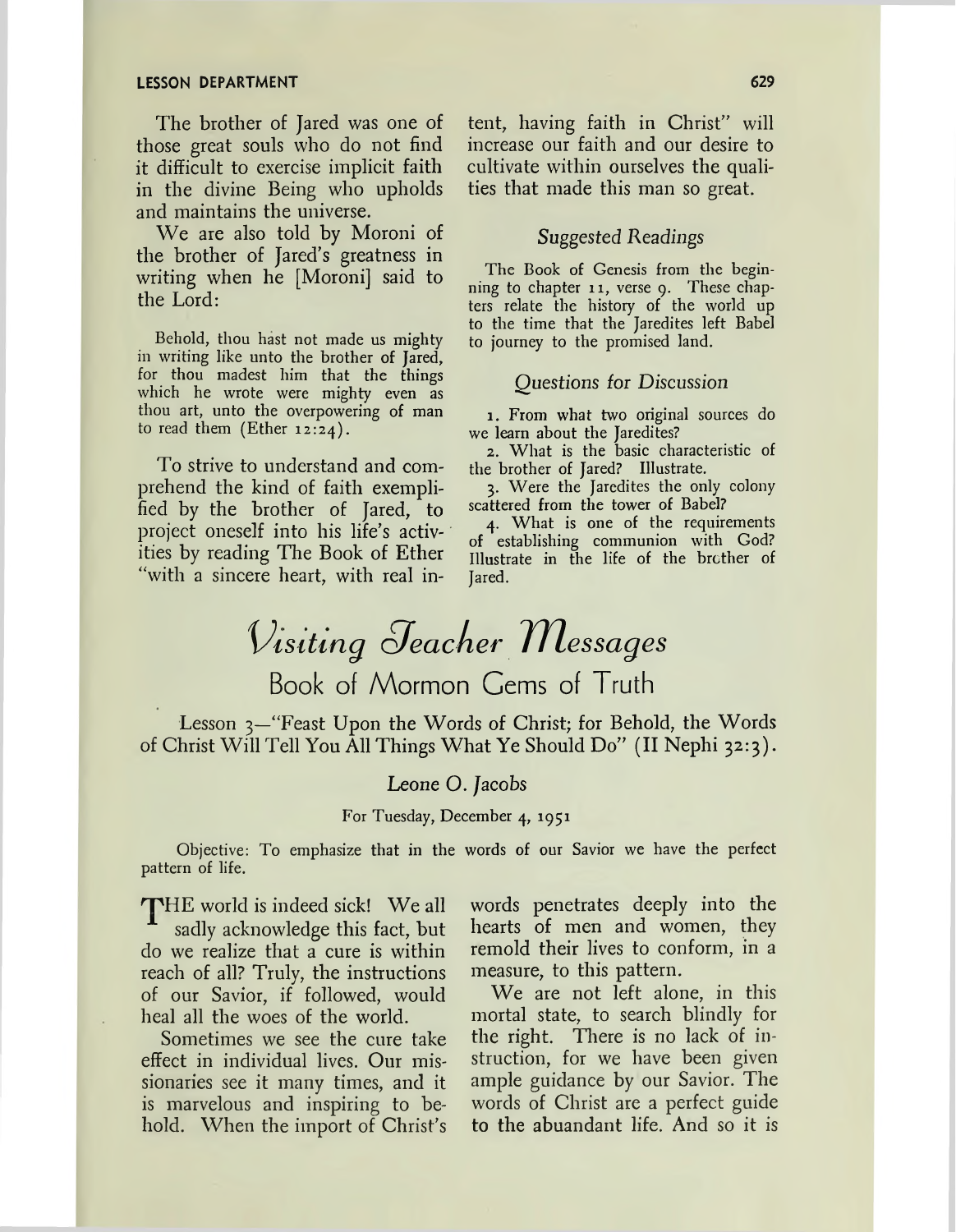The brother of Jared was one of those great souls who do not find it difficult to exercise implicit faith in the divine Being who upholds and maintains the universe.

We are also told by Moroni of the brother of Jared's greatness in writing when he [Moroni] said to the Lord:

> Behold, thou hast not made us mighty in writing like unto the brother of Jared, for thou madest him that the things which he wrote were mighty even as thou art, unto the overpowering of man to read them (Ether 12:24).

To strive to understand and comprehend the kind of faith exemplified by the brother of Jared, to project oneself into his life's activities by reading The Book of Ether "with a sincere heart, with real intent, having faith in Christ" will increase our faith and our desire to cultivate within ourselves the qualities that made this man so great.

### *Suggested Readings*

The Book of Genesis from the beginning to chapter 11, verse 9. These chapters relate the history of the world up to the time that the Jaredites left Babel to journey to the promised land.

### *Questions for Discussion*

1. From what two original sources do we learn about the Jaredites?
2. What is the basic characteristic of the brother of Jared? Illustrate.
3. Were the Jaredites the only colony scattered from the tower of Babel?
4. What is one of the requirements of establishing communion with God? Illustrate in the life of the brother of Jared.

# *Visiting Teacher Messages*

## Book of Mormon Gems of Truth

Lesson 3—"Feast Upon the Words of Christ; for Behold, the Words of Christ Will Tell You All Things What Ye Should Do" (II Nephi 32:3).

*Leone O. Jacobs*

For Tuesday, December 4, 1951

Objective: To emphasize that in the words of our Savior we have the perfect pattern of life.

THE world is indeed sick! We all sadly acknowledge this fact, but do we realize that a cure is within reach of all? Truly, the instructions of our Savior, if followed, would heal all the woes of the world.

Sometimes we see the cure take effect in individual lives. Our missionaries see it many times, and it is marvelous and inspiring to behold. When the import of Christ's words penetrates deeply into the hearts of men and women, they remold their lives to conform, in a measure, to this pattern.

We are not left alone, in this mortal state, to search blindly for the right. There is no lack of instruction, for we have been given ample guidance by our Savior. The words of Christ are a perfect guide to the abuandant life. And so it is